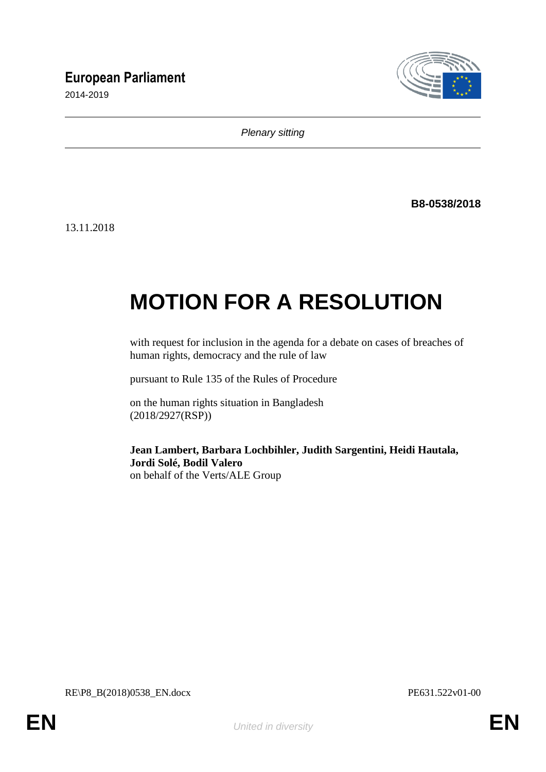**European Parliament**

2014-2019

*Plenary sitting*

**B8-0538/2018**

13.11.2018

# MOTION FOR A RESOLUTION

with request for inclusion in the agenda for a debate on cases of breaches of human rights, democracy and the rule of law

pursuant to Rule 135 of the Rules of Procedure

on the human rights situation in Bangladesh
(2018/2927(RSP))

**Jean Lambert, Barbara Lochbihler, Judith Sargentini, Heidi Hautala, Jordi Solé, Bodil Valero**
on behalf of the Verts/ALE Group

RE\P8_B(2018)0538_EN.docx PE631.522v01-00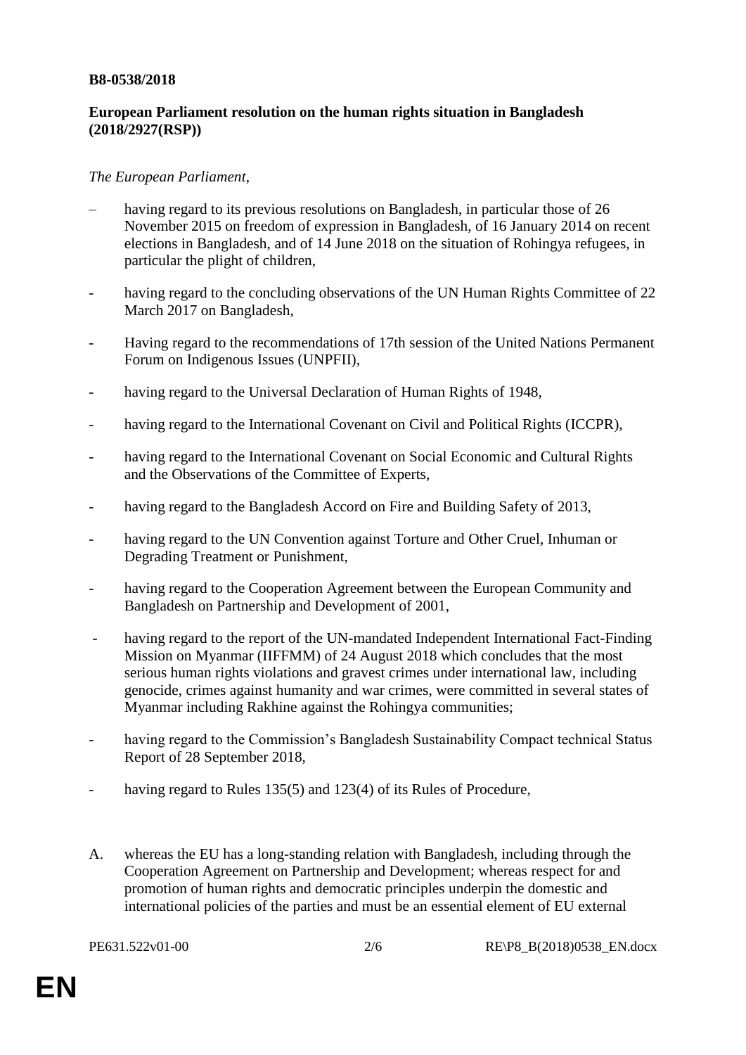**B8-0538/2018**

**European Parliament resolution on the human rights situation in Bangladesh (2018/2927(RSP))**

*The European Parliament*,

– having regard to its previous resolutions on Bangladesh, in particular those of 26 November 2015 on freedom of expression in Bangladesh, of 16 January 2014 on recent elections in Bangladesh, and of 14 June 2018 on the situation of Rohingya refugees, in particular the plight of children,

- having regard to the concluding observations of the UN Human Rights Committee of 22 March 2017 on Bangladesh,

- Having regard to the recommendations of 17th session of the United Nations Permanent Forum on Indigenous Issues (UNPFII),

- having regard to the Universal Declaration of Human Rights of 1948,

- having regard to the International Covenant on Civil and Political Rights (ICCPR),

- having regard to the International Covenant on Social Economic and Cultural Rights and the Observations of the Committee of Experts,

- having regard to the Bangladesh Accord on Fire and Building Safety of 2013,

- having regard to the UN Convention against Torture and Other Cruel, Inhuman or Degrading Treatment or Punishment,

- having regard to the Cooperation Agreement between the European Community and Bangladesh on Partnership and Development of 2001,

- having regard to the report of the UN-mandated Independent International Fact-Finding Mission on Myanmar (IIFFMM) of 24 August 2018 which concludes that the most serious human rights violations and gravest crimes under international law, including genocide, crimes against humanity and war crimes, were committed in several states of Myanmar including Rakhine against the Rohingya communities;

- having regard to the Commission's Bangladesh Sustainability Compact technical Status Report of 28 September 2018,

- having regard to Rules 135(5) and 123(4) of its Rules of Procedure,

A. whereas the EU has a long-standing relation with Bangladesh, including through the Cooperation Agreement on Partnership and Development; whereas respect for and promotion of human rights and democratic principles underpin the domestic and international policies of the parties and must be an essential element of EU external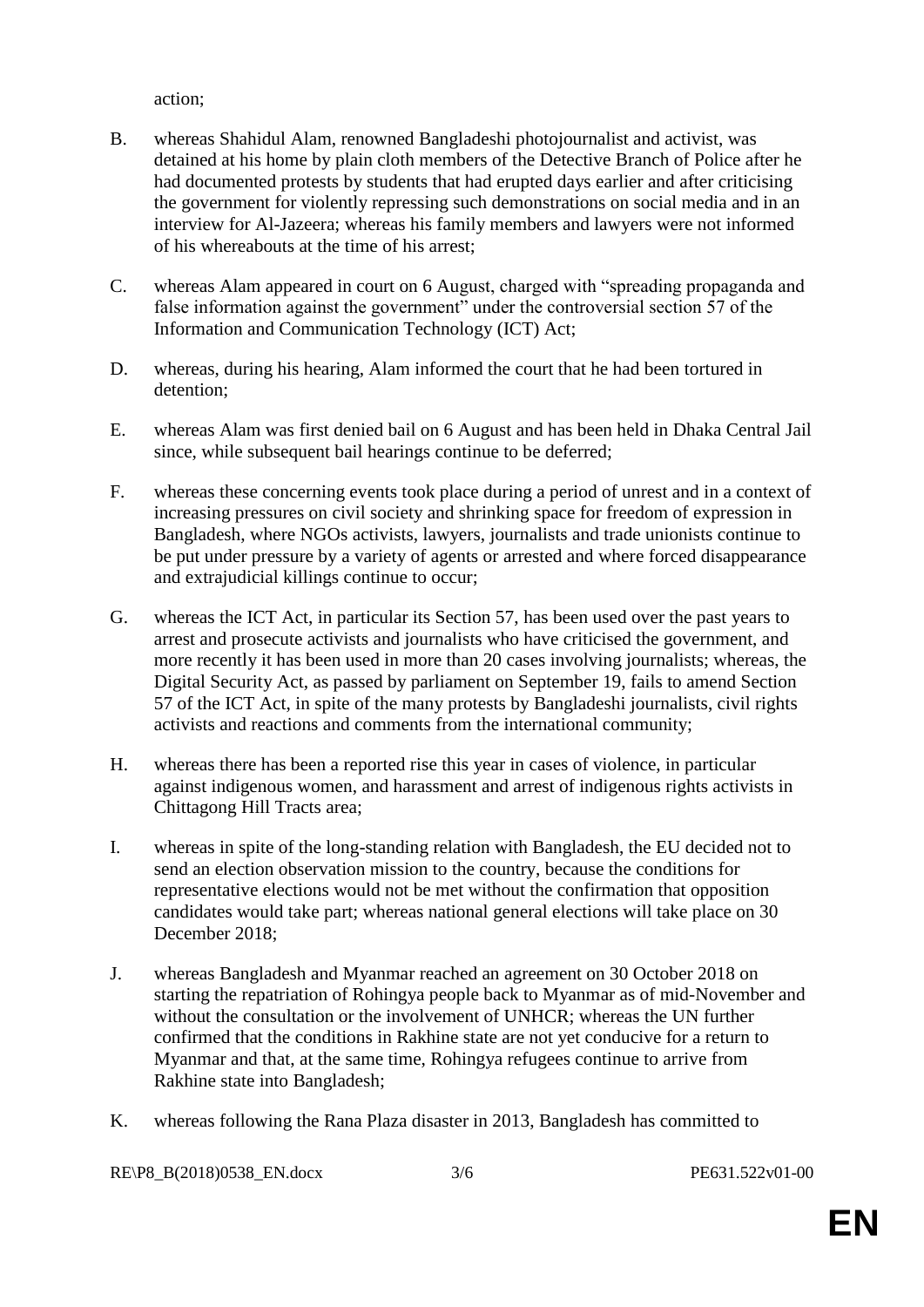action;

B. whereas Shahidul Alam, renowned Bangladeshi photojournalist and activist, was detained at his home by plain cloth members of the Detective Branch of Police after he had documented protests by students that had erupted days earlier and after criticising the government for violently repressing such demonstrations on social media and in an interview for Al-Jazeera; whereas his family members and lawyers were not informed of his whereabouts at the time of his arrest;

C. whereas Alam appeared in court on 6 August, charged with "spreading propaganda and false information against the government" under the controversial section 57 of the Information and Communication Technology (ICT) Act;

D. whereas, during his hearing, Alam informed the court that he had been tortured in detention;

E. whereas Alam was first denied bail on 6 August and has been held in Dhaka Central Jail since, while subsequent bail hearings continue to be deferred;

F. whereas these concerning events took place during a period of unrest and in a context of increasing pressures on civil society and shrinking space for freedom of expression in Bangladesh, where NGOs activists, lawyers, journalists and trade unionists continue to be put under pressure by a variety of agents or arrested and where forced disappearance and extrajudicial killings continue to occur;

G. whereas the ICT Act, in particular its Section 57, has been used over the past years to arrest and prosecute activists and journalists who have criticised the government, and more recently it has been used in more than 20 cases involving journalists; whereas, the Digital Security Act, as passed by parliament on September 19, fails to amend Section 57 of the ICT Act, in spite of the many protests by Bangladeshi journalists, civil rights activists and reactions and comments from the international community;

H. whereas there has been a reported rise this year in cases of violence, in particular against indigenous women, and harassment and arrest of indigenous rights activists in Chittagong Hill Tracts area;

I. whereas in spite of the long-standing relation with Bangladesh, the EU decided not to send an election observation mission to the country, because the conditions for representative elections would not be met without the confirmation that opposition candidates would take part; whereas national general elections will take place on 30 December 2018;

J. whereas Bangladesh and Myanmar reached an agreement on 30 October 2018 on starting the repatriation of Rohingya people back to Myanmar as of mid-November and without the consultation or the involvement of UNHCR; whereas the UN further confirmed that the conditions in Rakhine state are not yet conducive for a return to Myanmar and that, at the same time, Rohingya refugees continue to arrive from Rakhine state into Bangladesh;

K. whereas following the Rana Plaza disaster in 2013, Bangladesh has committed to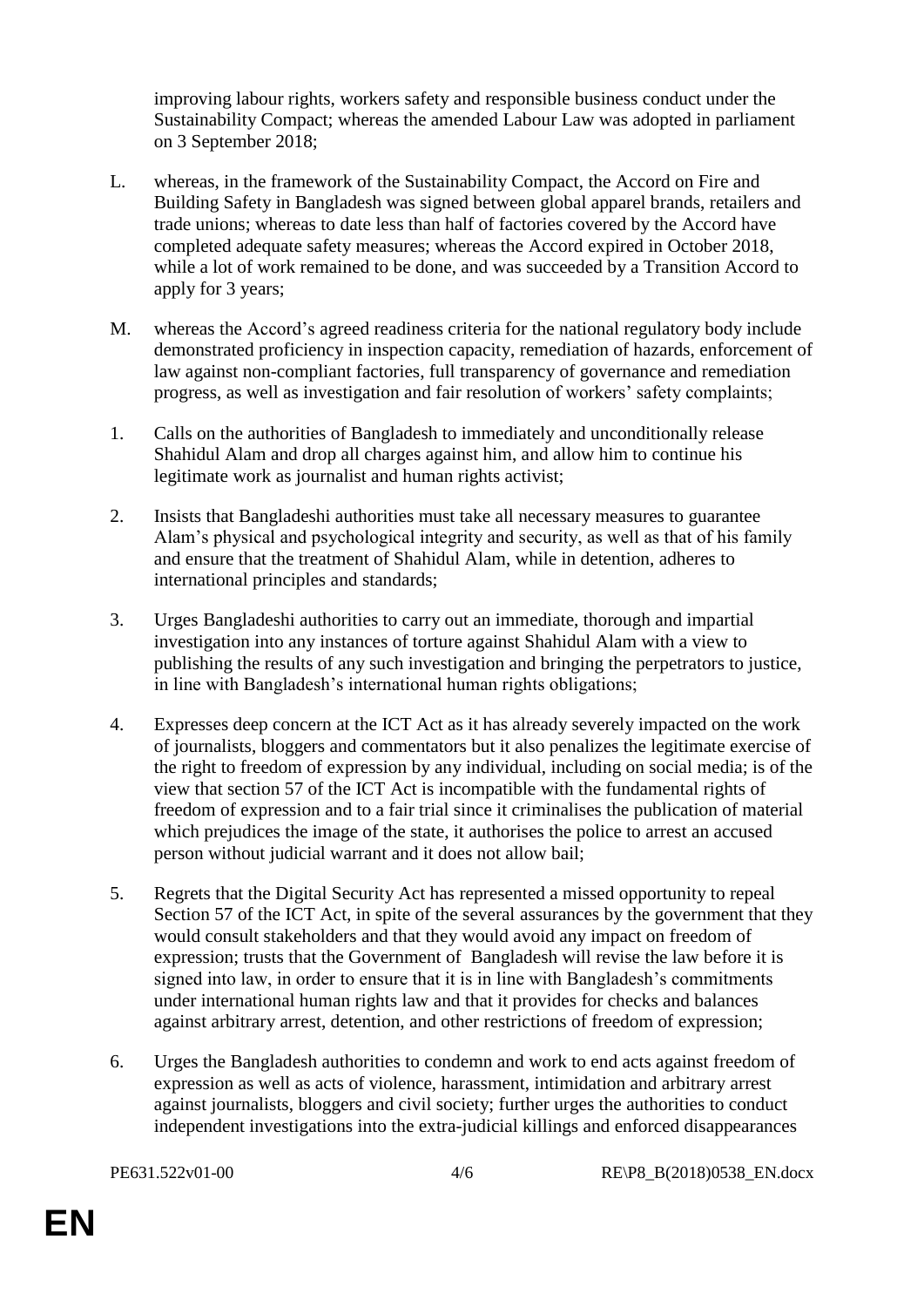improving labour rights, workers safety and responsible business conduct under the Sustainability Compact; whereas the amended Labour Law was adopted in parliament on 3 September 2018;

L. whereas, in the framework of the Sustainability Compact, the Accord on Fire and Building Safety in Bangladesh was signed between global apparel brands, retailers and trade unions; whereas to date less than half of factories covered by the Accord have completed adequate safety measures; whereas the Accord expired in October 2018, while a lot of work remained to be done, and was succeeded by a Transition Accord to apply for 3 years;

M. whereas the Accord's agreed readiness criteria for the national regulatory body include demonstrated proficiency in inspection capacity, remediation of hazards, enforcement of law against non-compliant factories, full transparency of governance and remediation progress, as well as investigation and fair resolution of workers' safety complaints;

1. Calls on the authorities of Bangladesh to immediately and unconditionally release Shahidul Alam and drop all charges against him, and allow him to continue his legitimate work as journalist and human rights activist;

2. Insists that Bangladeshi authorities must take all necessary measures to guarantee Alam's physical and psychological integrity and security, as well as that of his family and ensure that the treatment of Shahidul Alam, while in detention, adheres to international principles and standards;

3. Urges Bangladeshi authorities to carry out an immediate, thorough and impartial investigation into any instances of torture against Shahidul Alam with a view to publishing the results of any such investigation and bringing the perpetrators to justice, in line with Bangladesh's international human rights obligations;

4. Expresses deep concern at the ICT Act as it has already severely impacted on the work of journalists, bloggers and commentators but it also penalizes the legitimate exercise of the right to freedom of expression by any individual, including on social media; is of the view that section 57 of the ICT Act is incompatible with the fundamental rights of freedom of expression and to a fair trial since it criminalises the publication of material which prejudices the image of the state, it authorises the police to arrest an accused person without judicial warrant and it does not allow bail;

5. Regrets that the Digital Security Act has represented a missed opportunity to repeal Section 57 of the ICT Act, in spite of the several assurances by the government that they would consult stakeholders and that they would avoid any impact on freedom of expression; trusts that the Government of Bangladesh will revise the law before it is signed into law, in order to ensure that it is in line with Bangladesh's commitments under international human rights law and that it provides for checks and balances against arbitrary arrest, detention, and other restrictions of freedom of expression;

6. Urges the Bangladesh authorities to condemn and work to end acts against freedom of expression as well as acts of violence, harassment, intimidation and arbitrary arrest against journalists, bloggers and civil society; further urges the authorities to conduct independent investigations into the extra-judicial killings and enforced disappearances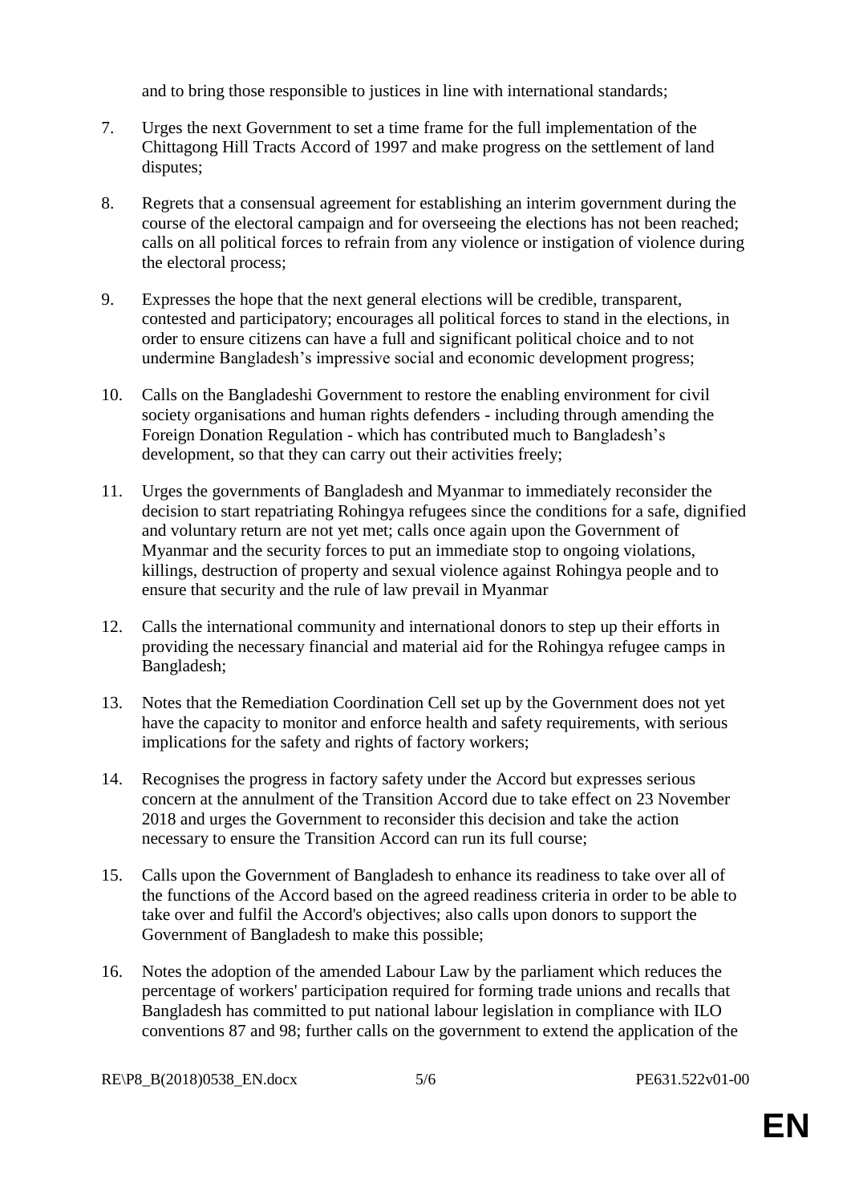and to bring those responsible to justices in line with international standards;

7. Urges the next Government to set a time frame for the full implementation of the Chittagong Hill Tracts Accord of 1997 and make progress on the settlement of land disputes;

8. Regrets that a consensual agreement for establishing an interim government during the course of the electoral campaign and for overseeing the elections has not been reached; calls on all political forces to refrain from any violence or instigation of violence during the electoral process;

9. Expresses the hope that the next general elections will be credible, transparent, contested and participatory; encourages all political forces to stand in the elections, in order to ensure citizens can have a full and significant political choice and to not undermine Bangladesh's impressive social and economic development progress;

10. Calls on the Bangladeshi Government to restore the enabling environment for civil society organisations and human rights defenders - including through amending the Foreign Donation Regulation - which has contributed much to Bangladesh's development, so that they can carry out their activities freely;

11. Urges the governments of Bangladesh and Myanmar to immediately reconsider the decision to start repatriating Rohingya refugees since the conditions for a safe, dignified and voluntary return are not yet met; calls once again upon the Government of Myanmar and the security forces to put an immediate stop to ongoing violations, killings, destruction of property and sexual violence against Rohingya people and to ensure that security and the rule of law prevail in Myanmar

12. Calls the international community and international donors to step up their efforts in providing the necessary financial and material aid for the Rohingya refugee camps in Bangladesh;

13. Notes that the Remediation Coordination Cell set up by the Government does not yet have the capacity to monitor and enforce health and safety requirements, with serious implications for the safety and rights of factory workers;

14. Recognises the progress in factory safety under the Accord but expresses serious concern at the annulment of the Transition Accord due to take effect on 23 November 2018 and urges the Government to reconsider this decision and take the action necessary to ensure the Transition Accord can run its full course;

15. Calls upon the Government of Bangladesh to enhance its readiness to take over all of the functions of the Accord based on the agreed readiness criteria in order to be able to take over and fulfil the Accord's objectives; also calls upon donors to support the Government of Bangladesh to make this possible;

16. Notes the adoption of the amended Labour Law by the parliament which reduces the percentage of workers' participation required for forming trade unions and recalls that Bangladesh has committed to put national labour legislation in compliance with ILO conventions 87 and 98; further calls on the government to extend the application of the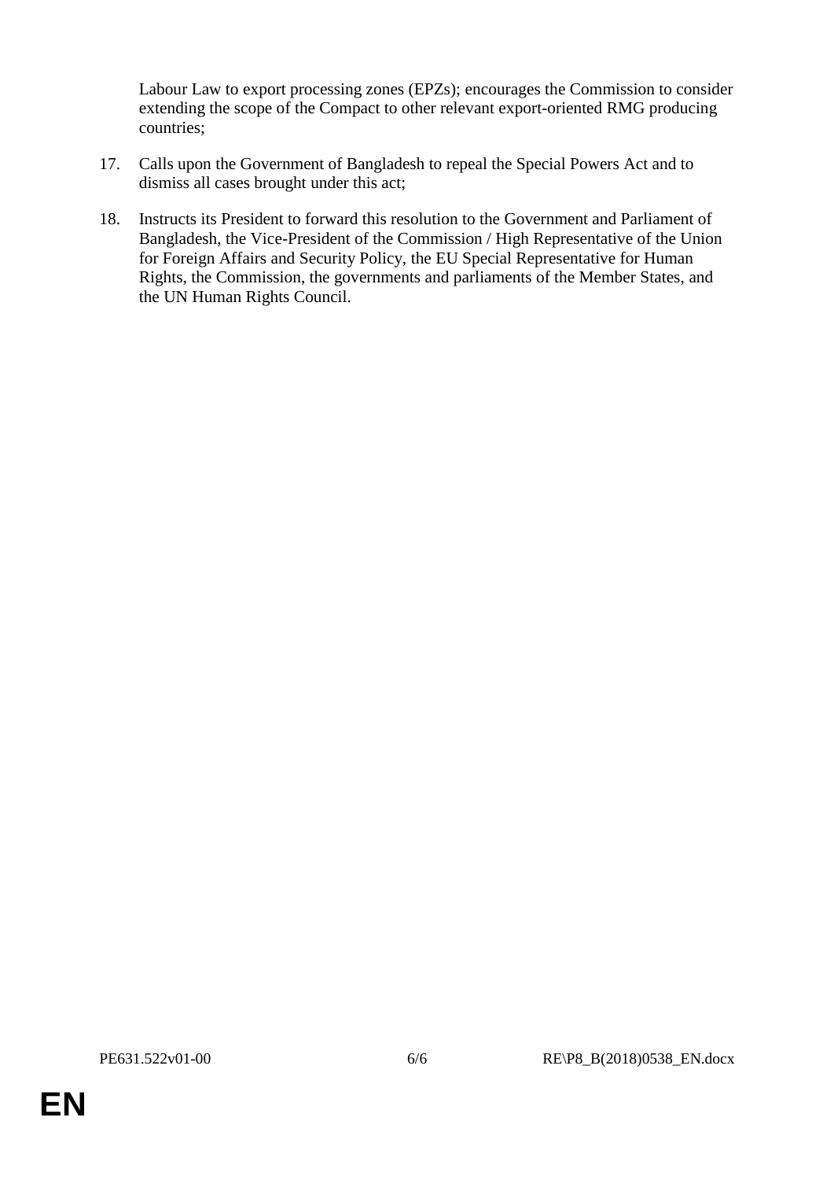Labour Law to export processing zones (EPZs); encourages the Commission to consider extending the scope of the Compact to other relevant export-oriented RMG producing countries;

17. Calls upon the Government of Bangladesh to repeal the Special Powers Act and to dismiss all cases brought under this act;

18. Instructs its President to forward this resolution to the Government and Parliament of Bangladesh, the Vice-President of the Commission / High Representative of the Union for Foreign Affairs and Security Policy, the EU Special Representative for Human Rights, the Commission, the governments and parliaments of the Member States, and the UN Human Rights Council.